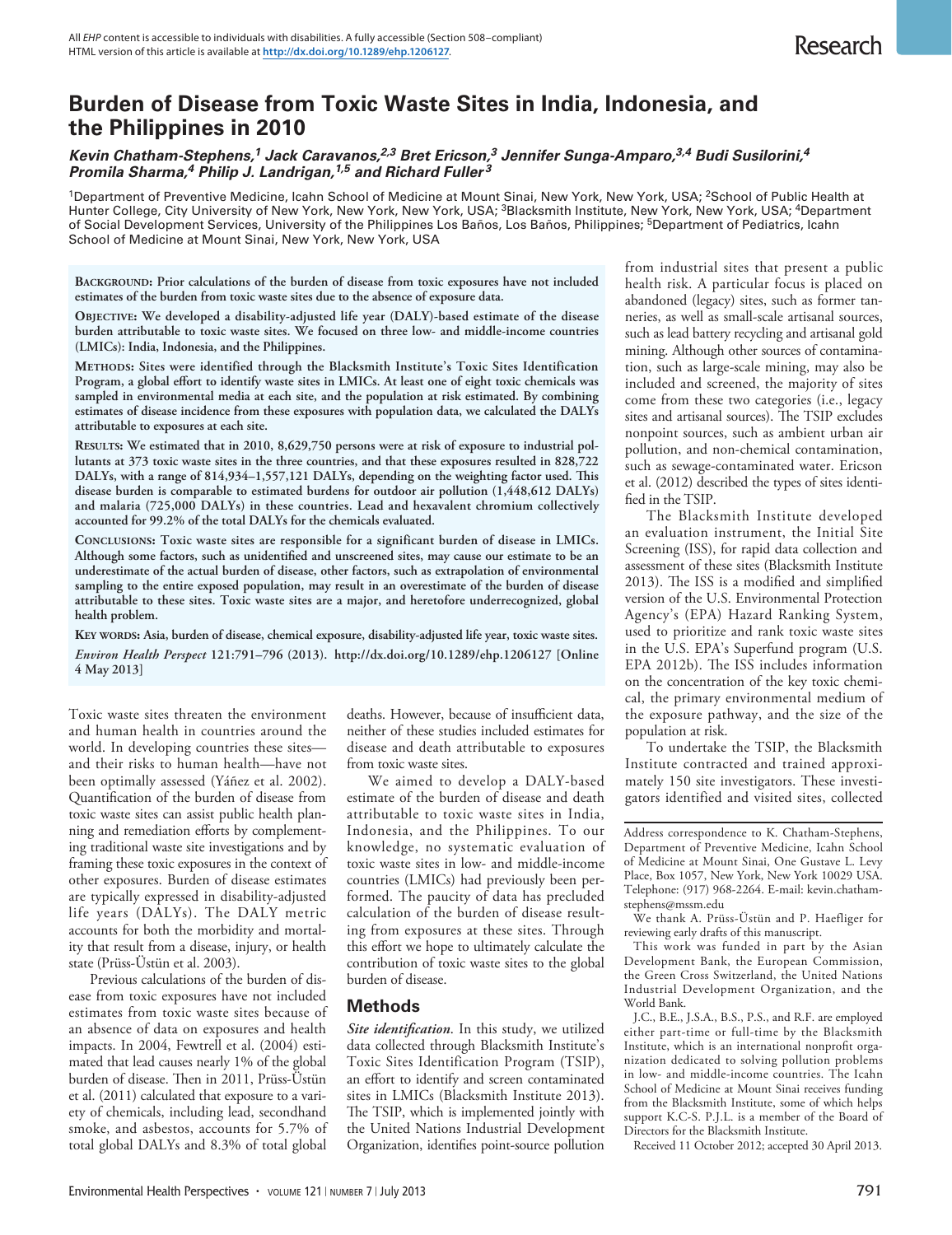All *EHP* content is accessible to individuals with disabilities. A fully accessible (Section 508–compliant) HTML version of this article is available at http://dx.doi.org/10.1289/ehp.1206127.

Research

# Burden of Disease from Toxic Waste Sites in India, Indonesia, and the Philippines in 2010

***Kevin Chatham-Stephens,[1] Jack Caravanos,[2,3] Bret Ericson,[3] Jennifer Sunga-Amparo,[3,4] Budi Susilorini,[4] Promila Sharma,[4] Philip J. Landrigan,[1,5] and Richard Fuller[3]***

[1]Department of Preventive Medicine, Icahn School of Medicine at Mount Sinai, New York, New York, USA; [2]School of Public Health at Hunter College, City University of New York, New York, New York, USA; [3]Blacksmith Institute, New York, New York, USA; [4]Department of Social Development Services, University of the Philippines Los Baños, Los Baños, Philippines; [5]Department of Pediatrics, Icahn School of Medicine at Mount Sinai, New York, New York, USA

**Background: Prior calculations of the burden of disease from toxic exposures have not included estimates of the burden from toxic waste sites due to the absence of exposure data.**

**Objective: We developed a disability-adjusted life year (DALY)-based estimate of the disease burden attributable to toxic waste sites. We focused on three low- and middle-income countries (LMICs): India, Indonesia, and the Philippines.**

**Methods: Sites were identified through the Blacksmith Institute's Toxic Sites Identification Program, a global effort to identify waste sites in LMICs. At least one of eight toxic chemicals was sampled in environmental media at each site, and the population at risk estimated. By combining estimates of disease incidence from these exposures with population data, we calculated the DALYs attributable to exposures at each site.**

**Results: We estimated that in 2010, 8,629,750 persons were at risk of exposure to industrial pollutants at 373 toxic waste sites in the three countries, and that these exposures resulted in 828,722 DALYs, with a range of 814,934–1,557,121 DALYs, depending on the weighting factor used. This disease burden is comparable to estimated burdens for outdoor air pollution (1,448,612 DALYs) and malaria (725,000 DALYs) in these countries. Lead and hexavalent chromium collectively accounted for 99.2% of the total DALYs for the chemicals evaluated.**

**Conclusions: Toxic waste sites are responsible for a significant burden of disease in LMICs. Although some factors, such as unidentified and unscreened sites, may cause our estimate to be an underestimate of the actual burden of disease, other factors, such as extrapolation of environmental sampling to the entire exposed population, may result in an overestimate of the burden of disease attributable to these sites. Toxic waste sites are a major, and heretofore underrecognized, global health problem.**

**Key words: Asia, burden of disease, chemical exposure, disability-adjusted life year, toxic waste sites.**

***Environ Health Perspect* 121:791–796 (2013). http://dx.doi.org/10.1289/ehp.1206127 [Online 4 May 2013]**

Toxic waste sites threaten the environment and human health in countries around the world. In developing countries these sites—and their risks to human health—have not been optimally assessed (Yáñez et al. 2002). Quantification of the burden of disease from toxic waste sites can assist public health planning and remediation efforts by complementing traditional waste site investigations and by framing these toxic exposures in the context of other exposures. Burden of disease estimates are typically expressed in disability-adjusted life years (DALYs). The DALY metric accounts for both the morbidity and mortality that result from a disease, injury, or health state (Prüss-Üstün et al. 2003).

Previous calculations of the burden of disease from toxic exposures have not included estimates from toxic waste sites because of an absence of data on exposures and health impacts. In 2004, Fewtrell et al. (2004) estimated that lead causes nearly 1% of the global burden of disease. Then in 2011, Prüss-Üstün et al. (2011) calculated that exposure to a variety of chemicals, including lead, secondhand smoke, and asbestos, accounts for 5.7% of total global DALYs and 8.3% of total global deaths. However, because of insufficient data, neither of these studies included estimates for disease and death attributable to exposures from toxic waste sites.

We aimed to develop a DALY-based estimate of the burden of disease and death attributable to toxic waste sites in India, Indonesia, and the Philippines. To our knowledge, no systematic evaluation of toxic waste sites in low- and middle-income countries (LMICs) had previously been performed. The paucity of data has precluded calculation of the burden of disease resulting from exposures at these sites. Through this effort we hope to ultimately calculate the contribution of toxic waste sites to the global burden of disease.

## Methods

*Site identification.* In this study, we utilized data collected through Blacksmith Institute's Toxic Sites Identification Program (TSIP), an effort to identify and screen contaminated sites in LMICs (Blacksmith Institute 2013). The TSIP, which is implemented jointly with the United Nations Industrial Development Organization, identifies point-source pollution from industrial sites that present a public health risk. A particular focus is placed on abandoned (legacy) sites, such as former tanneries, as well as small-scale artisanal sources, such as lead battery recycling and artisanal gold mining. Although other sources of contamination, such as large-scale mining, may also be included and screened, the majority of sites come from these two categories (i.e., legacy sites and artisanal sources). The TSIP excludes nonpoint sources, such as ambient urban air pollution, and non-chemical contamination, such as sewage-contaminated water. Ericson et al. (2012) described the types of sites identified in the TSIP.

The Blacksmith Institute developed an evaluation instrument, the Initial Site Screening (ISS), for rapid data collection and assessment of these sites (Blacksmith Institute 2013). The ISS is a modified and simplified version of the U.S. Environmental Protection Agency's (EPA) Hazard Ranking System, used to prioritize and rank toxic waste sites in the U.S. EPA's Superfund program (U.S. EPA 2012b). The ISS includes information on the concentration of the key toxic chemical, the primary environmental medium of the exposure pathway, and the size of the population at risk.

To undertake the TSIP, the Blacksmith Institute contracted and trained approximately 150 site investigators. These investigators identified and visited sites, collected

Address correspondence to K. Chatham-Stephens, Department of Preventive Medicine, Icahn School of Medicine at Mount Sinai, One Gustave L. Levy Place, Box 1057, New York, New York 10029 USA. Telephone: (917) 968-2264. E-mail: kevin.chatham-stephens@mssm.edu

We thank A. Prüss-Üstün and P. Haefliger for reviewing early drafts of this manuscript.

This work was funded in part by the Asian Development Bank, the European Commission, the Green Cross Switzerland, the United Nations Industrial Development Organization, and the World Bank.

J.C., B.E., J.S.A., B.S., P.S., and R.F. are employed either part-time or full-time by the Blacksmith Institute, which is an international nonprofit organization dedicated to solving pollution problems in low- and middle-income countries. The Icahn School of Medicine at Mount Sinai receives funding from the Blacksmith Institute, some of which helps support K.C-S. P.J.L. is a member of the Board of Directors for the Blacksmith Institute.

Received 11 October 2012; accepted 30 April 2013.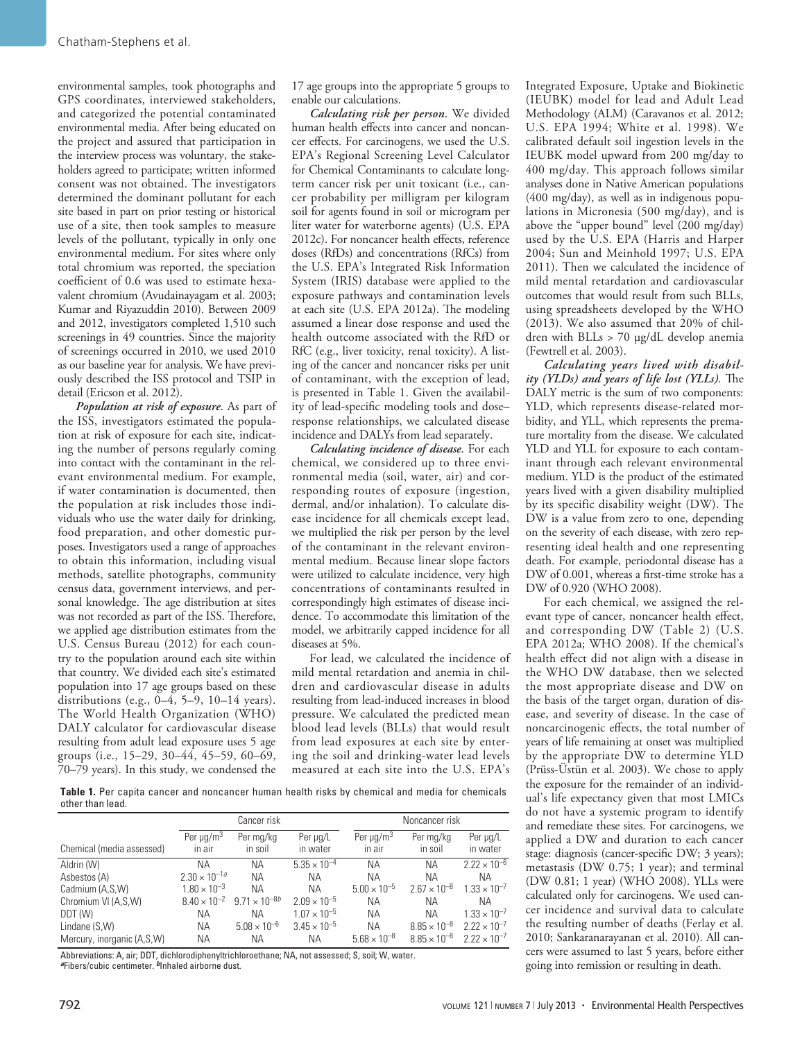environmental samples, took photographs and GPS coordinates, interviewed stakeholders, and categorized the potential contaminated environmental media. After being educated on the project and assured that participation in the interview process was voluntary, the stakeholders agreed to participate; written informed consent was not obtained. The investigators determined the dominant pollutant for each site based in part on prior testing or historical use of a site, then took samples to measure levels of the pollutant, typically in only one environmental medium. For sites where only total chromium was reported, the speciation coefficient of 0.6 was used to estimate hexavalent chromium (Avudainayagam et al. 2003; Kumar and Riyazuddin 2010). Between 2009 and 2012, investigators completed 1,510 such screenings in 49 countries. Since the majority of screenings occurred in 2010, we used 2010 as our baseline year for analysis. We have previously described the ISS protocol and TSIP in detail (Ericson et al. 2012).

*Population at risk of exposure*. As part of the ISS, investigators estimated the population at risk of exposure for each site, indicating the number of persons regularly coming into contact with the contaminant in the relevant environmental medium. For example, if water contamination is documented, then the population at risk includes those individuals who use the water daily for drinking, food preparation, and other domestic purposes. Investigators used a range of approaches to obtain this information, including visual methods, satellite photographs, community census data, government interviews, and personal knowledge. The age distribution at sites was not recorded as part of the ISS. Therefore, we applied age distribution estimates from the U.S. Census Bureau (2012) for each country to the population around each site within that country. We divided each site's estimated population into 17 age groups based on these distributions (e.g., 0–4, 5–9, 10–14 years). The World Health Organization (WHO) DALY calculator for cardiovascular disease resulting from adult lead exposure uses 5 age groups (i.e., 15–29, 30–44, 45–59, 60–69, 70–79 years). In this study, we condensed the 17 age groups into the appropriate 5 groups to enable our calculations.

*Calculating risk per person*. We divided human health effects into cancer and noncancer effects. For carcinogens, we used the U.S. EPA's Regional Screening Level Calculator for Chemical Contaminants to calculate long-term cancer risk per unit toxicant (i.e., cancer probability per milligram per kilogram soil for agents found in soil or microgram per liter water for waterborne agents) (U.S. EPA 2012c). For noncancer health effects, reference doses (RfDs) and concentrations (RfCs) from the U.S. EPA's Integrated Risk Information System (IRIS) database were applied to the exposure pathways and contamination levels at each site (U.S. EPA 2012a). The modeling assumed a linear dose response and used the health outcome associated with the RfD or RfC (e.g., liver toxicity, renal toxicity). A listing of the cancer and noncancer risks per unit of contaminant, with the exception of lead, is presented in Table 1. Given the availability of lead-specific modeling tools and dose–response relationships, we calculated disease incidence and DALYs from lead separately.

*Calculating incidence of disease*. For each chemical, we considered up to three environmental media (soil, water, air) and corresponding routes of exposure (ingestion, dermal, and/or inhalation). To calculate disease incidence for all chemicals except lead, we multiplied the risk per person by the level of the contaminant in the relevant environmental medium. Because linear slope factors were utilized to calculate incidence, very high concentrations of contaminants resulted in correspondingly high estimates of disease incidence. To accommodate this limitation of the model, we arbitrarily capped incidence for all diseases at 5%.

For lead, we calculated the incidence of mild mental retardation and anemia in children and cardiovascular disease in adults resulting from lead-induced increases in blood pressure. We calculated the predicted mean blood lead levels (BLLs) that would result from lead exposures at each site by entering the soil and drinking-water lead levels measured at each site into the U.S. EPA's Integrated Exposure, Uptake and Biokinetic (IEUBK) model for lead and Adult Lead Methodology (ALM) (Caravanos et al. 2012; U.S. EPA 1994; White et al. 1998). We calibrated default soil ingestion levels in the IEUBK model upward from 200 mg/day to 400 mg/day. This approach follows similar analyses done in Native American populations (400 mg/day), as well as in indigenous populations in Micronesia (500 mg/day), and is above the "upper bound" level (200 mg/day) used by the U.S. EPA (Harris and Harper 2004; Sun and Meinhold 1997; U.S. EPA 2011). Then we calculated the incidence of mild mental retardation and cardiovascular outcomes that would result from such BLLs, using spreadsheets developed by the WHO (2013). We also assumed that 20% of children with BLLs > 70 µg/dL develop anemia (Fewtrell et al. 2003).

*Calculating years lived with disability (YLDs) and years of life lost (YLLs)*. The DALY metric is the sum of two components: YLD, which represents disease-related morbidity, and YLL, which represents the premature mortality from the disease. We calculated YLD and YLL for exposure to each contaminant through each relevant environmental medium. YLD is the product of the estimated years lived with a given disability multiplied by its specific disability weight (DW). The DW is a value from zero to one, depending on the severity of each disease, with zero representing ideal health and one representing death. For example, periodontal disease has a DW of 0.001, whereas a first-time stroke has a DW of 0.920 (WHO 2008).

For each chemical, we assigned the relevant type of cancer, noncancer health effect, and corresponding DW (Table 2) (U.S. EPA 2012a; WHO 2008). If the chemical's health effect did not align with a disease in the WHO DW database, then we selected the most appropriate disease and DW on the basis of the target organ, duration of disease, and severity of disease. In the case of noncarcinogenic effects, the total number of years of life remaining at onset was multiplied by the appropriate DW to determine YLD (Prüss-Üstün et al. 2003). We chose to apply the exposure for the remainder of an individual's life expectancy given that most LMICs do not have a systemic program to identify and remediate these sites. For carcinogens, we applied a DW and duration to each cancer stage: diagnosis (cancer-specific DW; 3 years); metastasis (DW 0.75; 1 year); and terminal (DW 0.81; 1 year) (WHO 2008). YLLs were calculated only for carcinogens. We used cancer incidence and survival data to calculate the resulting number of deaths (Ferlay et al. 2010; Sankaranarayanan et al. 2010). All cancers were assumed to last 5 years, before either going into remission or resulting in death.

**Table 1.** Per capita cancer and noncancer human health risks by chemical and media for chemicals other than lead.

| | Cancer risk | | | Noncancer risk | | |
|---|---|---|---|---|---|---|
| Chemical (media assessed) | Per µg/m³ in air | Per mg/kg in soil | Per µg/L in water | Per µg/m³ in air | Per mg/kg in soil | Per µg/L in water |
| Aldrin (W) | NA | NA | $5.35 \times 10^{-4}$ | NA | NA | $2.22 \times 10^{-6}$ |
| Asbestos (A) | $2.30 \times 10^{-1}$[a] | NA | NA | NA | NA | NA |
| Cadmium (A,S,W) | $1.80 \times 10^{-3}$ | NA | NA | $5.00 \times 10^{-5}$ | $2.67 \times 10^{-8}$ | $1.33 \times 10^{-7}$ |
| Chromium VI (A,S,W) | $8.40 \times 10^{-2}$ | $9.71 \times 10^{-8}$[b] | $2.09 \times 10^{-5}$ | NA | NA | NA |
| DDT (W) | NA | NA | $1.07 \times 10^{-5}$ | NA | NA | $1.33 \times 10^{-7}$ |
| Lindane (S,W) | NA | $5.08 \times 10^{-6}$ | $3.45 \times 10^{-5}$ | NA | $8.85 \times 10^{-8}$ | $2.22 \times 10^{-7}$ |
| Mercury, inorganic (A,S,W) | NA | NA | NA | $5.68 \times 10^{-8}$ | $8.85 \times 10^{-8}$ | $2.22 \times 10^{-7}$ |

Abbreviations: A, air; DDT, dichlorodiphenyltrichloroethane; NA, not assessed; S, soil; W, water.
[a]Fibers/cubic centimeter. [b]Inhaled airborne dust.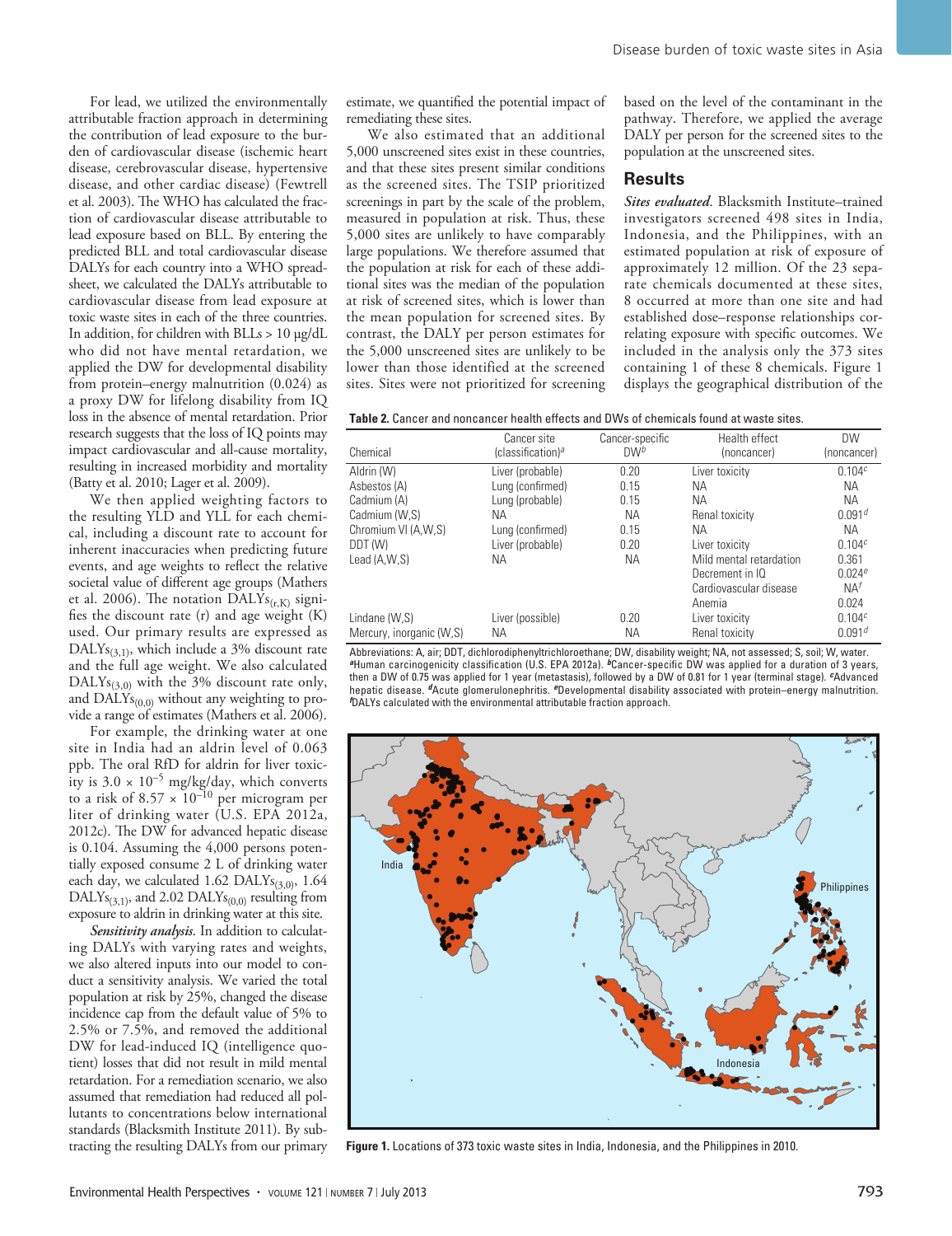For lead, we utilized the environmentally attributable fraction approach in determining the contribution of lead exposure to the burden of cardiovascular disease (ischemic heart disease, cerebrovascular disease, hypertensive disease, and other cardiac disease) (Fewtrell et al. 2003). The WHO has calculated the fraction of cardiovascular disease attributable to lead exposure based on BLL. By entering the predicted BLL and total cardiovascular disease DALYs for each country into a WHO spreadsheet, we calculated the DALYs attributable to cardiovascular disease from lead exposure at toxic waste sites in each of the three countries. In addition, for children with BLLs > 10 μg/dL who did not have mental retardation, we applied the DW for developmental disability from protein–energy malnutrition (0.024) as a proxy DW for lifelong disability from IQ loss in the absence of mental retardation. Prior research suggests that the loss of IQ points may impact cardiovascular and all-cause mortality, resulting in increased morbidity and mortality (Batty et al. 2010; Lager et al. 2009).

We then applied weighting factors to the resulting YLD and YLL for each chemical, including a discount rate to account for inherent inaccuracies when predicting future events, and age weights to reflect the relative societal value of different age groups (Mathers et al. 2006). The notation $DALYs_{(r,K)}$ signifies the discount rate (r) and age weight (K) used. Our primary results are expressed as $DALYs_{(3,1)}$, which include a 3% discount rate and the full age weight. We also calculated $DALYs_{(3,0)}$ with the 3% discount rate only, and $DALYs_{(0,0)}$ without any weighting to provide a range of estimates (Mathers et al. 2006).

For example, the drinking water at one site in India had an aldrin level of 0.063 ppb. The oral RfD for aldrin for liver toxicity is $3.0 \times 10^{-5}$ mg/kg/day, which converts to a risk of $8.57 \times 10^{-10}$ per microgram per liter of drinking water (U.S. EPA 2012a, 2012c). The DW for advanced hepatic disease is 0.104. Assuming the 4,000 persons potentially exposed consume 2 L of drinking water each day, we calculated 1.62 $DALYs_{(3,0)}$, 1.64 $DALYs_{(3,1)}$, and 2.02 $DALYs_{(0,0)}$ resulting from exposure to aldrin in drinking water at this site.

*Sensitivity analysis.* In addition to calculating DALYs with varying rates and weights, we also altered inputs into our model to conduct a sensitivity analysis. We varied the total population at risk by 25%, changed the disease incidence cap from the default value of 5% to 2.5% or 7.5%, and removed the additional DW for lead-induced IQ (intelligence quotient) losses that did not result in mild mental retardation. For a remediation scenario, we also assumed that remediation had reduced all pollutants to concentrations below international standards (Blacksmith Institute 2011). By subtracting the resulting DALYs from our primary estimate, we quantified the potential impact of remediating these sites.

We also estimated that an additional 5,000 unscreened sites exist in these countries, and that these sites present similar conditions as the screened sites. The TSIP prioritized screenings in part by the scale of the problem, measured in population at risk. Thus, these 5,000 sites are unlikely to have comparably large populations. We therefore assumed that the population at risk for each of these additional sites was the median of the population at risk of screened sites, which is lower than the mean population for screened sites. By contrast, the DALY per person estimates for the 5,000 unscreened sites are unlikely to be lower than those identified at the screened sites. Sites were not prioritized for screening based on the level of the contaminant in the pathway. Therefore, we applied the average DALY per person for the screened sites to the population at the unscreened sites.

## Results

*Sites evaluated.* Blacksmith Institute–trained investigators screened 498 sites in India, Indonesia, and the Philippines, with an estimated population at risk of exposure of approximately 12 million. Of the 23 separate chemicals documented at these sites, 8 occurred at more than one site and had established dose–response relationships correlating exposure with specific outcomes. We included in the analysis only the 373 sites containing 1 of these 8 chemicals. Figure 1 displays the geographical distribution of the

**Table 2.** Cancer and noncancer health effects and DWs of chemicals found at waste sites.

| Chemical | Cancer site (classification)[a] | Cancer-specific DW[b] | Health effect (noncancer) | DW (noncancer) |
|---|---|---|---|---|
| Aldrin (W) | Liver (probable) | 0.20 | Liver toxicity | 0.104[c] |
| Asbestos (A) | Lung (confirmed) | 0.15 | NA | NA |
| Cadmium (A) | Lung (probable) | 0.15 | NA | NA |
| Cadmium (W,S) | NA | NA | Renal toxicity | 0.091[d] |
| Chromium VI (A,W,S) | Lung (confirmed) | 0.15 | NA | NA |
| DDT (W) | Liver (probable) | 0.20 | Liver toxicity | 0.104[c] |
| Lead (A,W,S) | NA | NA | Mild mental retardation | 0.361 |
| | | | Decrement in IQ | 0.024[e] |
| | | | Cardiovascular disease | NA[f] |
| | | | Anemia | 0.024 |
| Lindane (W,S) | Liver (possible) | 0.20 | Liver toxicity | 0.104[c] |
| Mercury, inorganic (W,S) | NA | NA | Renal toxicity | 0.091[d] |

Abbreviations: A, air; DDT, dichlorodiphenyltrichloroethane; DW, disability weight; NA, not assessed; S, soil; W, water.
[a]Human carcinogenicity classification (U.S. EPA 2012a). [b]Cancer-specific DW was applied for a duration of 3 years, then a DW of 0.75 was applied for 1 year (metastasis), followed by a DW of 0.81 for 1 year (terminal stage). [c]Advanced hepatic disease. [d]Acute glomerulonephritis. [e]Developmental disability associated with protein–energy malnutrition. [f]DALYs calculated with the environmental attributable fraction approach.

**Figure 1.** Locations of 373 toxic waste sites in India, Indonesia, and the Philippines in 2010.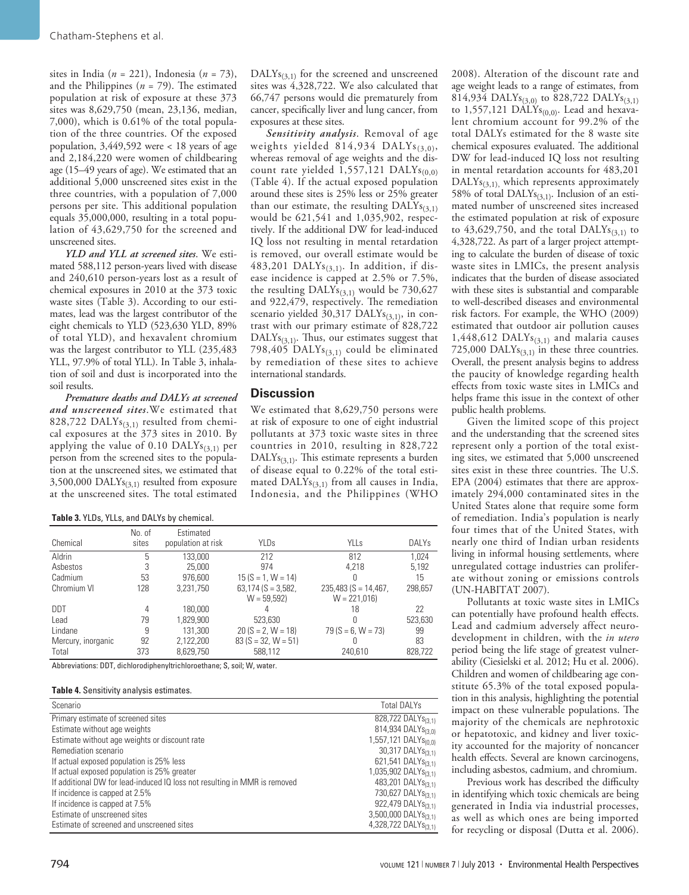sites in India ($n$ = 221), Indonesia ($n$ = 73), and the Philippines ($n$ = 79). The estimated population at risk of exposure at these 373 sites was 8,629,750 (mean, 23,136, median, 7,000), which is 0.61% of the total population of the three countries. Of the exposed population, 3,449,592 were < 18 years of age and 2,184,220 were women of childbearing age (15–49 years of age). We estimated that an additional 5,000 unscreened sites exist in the three countries, with a population of 7,000 persons per site. This additional population equals 35,000,000, resulting in a total population of 43,629,750 for the screened and unscreened sites.

***YLD and YLL at screened sites*.** We estimated 588,112 person-years lived with disease and 240,610 person-years lost as a result of chemical exposures in 2010 at the 373 toxic waste sites (Table 3). According to our estimates, lead was the largest contributor of the eight chemicals to YLD (523,630 YLD, 89% of total YLD), and hexavalent chromium was the largest contributor to YLL (235,483 YLL, 97.9% of total YLL). In Table 3, inhalation of soil and dust is incorporated into the soil results.

***Premature deaths and DALYs at screened and unscreened sites*.** We estimated that 828,722 $DALYs_{(3,1)}$ resulted from chemical exposures at the 373 sites in 2010. By applying the value of 0.10 $DALYs_{(3,1)}$ per person from the screened sites to the population at the unscreened sites, we estimated that 3,500,000 $DALYs_{(3,1)}$ resulted from exposure at the unscreened sites. The total estimated $DALYs_{(3,1)}$ for the screened and unscreened sites was 4,328,722. We also calculated that 66,747 persons would die prematurely from cancer, specifically liver and lung cancer, from exposures at these sites.

***Sensitivity analysis*.** Removal of age weights yielded 814,934 $DALYs_{(3,0)}$, whereas removal of age weights and the discount rate yielded 1,557,121 $DALYs_{(0,0)}$ (Table 4). If the actual exposed population around these sites is 25% less or 25% greater than our estimate, the resulting $DALYs_{(3,1)}$ would be 621,541 and 1,035,902, respectively. If the additional DW for lead-induced IQ loss not resulting in mental retardation is removed, our overall estimate would be 483,201 $DALYs_{(3,1)}$. In addition, if disease incidence is capped at 2.5% or 7.5%, the resulting $DALYs_{(3,1)}$ would be 730,627 and 922,479, respectively. The remediation scenario yielded 30,317 $DALYs_{(3,1)}$, in contrast with our primary estimate of 828,722 $DALYs_{(3,1)}$. Thus, our estimates suggest that 798,405 $DALYs_{(3,1)}$ could be eliminated by remediation of these sites to achieve international standards.

## Discussion

We estimated that 8,629,750 persons were at risk of exposure to one of eight industrial pollutants at 373 toxic waste sites in three countries in 2010, resulting in 828,722 $DALYs_{(3,1)}$. This estimate represents a burden of disease equal to 0.22% of the total estimated $DALYs_{(3,1)}$ from all causes in India, Indonesia, and the Philippines (WHO 2008). Alteration of the discount rate and age weights leads to a range of estimates, from 814,934 $DALYs_{(3,0)}$ to 828,722 $DALYs_{(3,1)}$ to 1,557,121 $DALYs_{(0,0)}$. Lead and hexavalent chromium account for 99.2% of the total DALYs estimated for the 8 waste site chemical exposures evaluated. The additional DW for lead-induced IQ loss not resulting in mental retardation accounts for 483,201 $DALYs_{(3,1)}$, which represents approximately 58% of total $DALYs_{(3,1)}$. Inclusion of an estimated number of unscreened sites increased the estimated population at risk of exposure to 43,629,750, and the total $DALYs_{(3,1)}$ to 4,328,722. As part of a larger project attempting to calculate the burden of disease of toxic waste sites in LMICs, the present analysis indicates that the burden of disease associated with these sites is substantial and comparable to well-described diseases and environmental risk factors. For example, the WHO (2009) estimated that outdoor air pollution causes 1,448,612 $DALYs_{(3,1)}$ and malaria causes 725,000 $DALYs_{(3,1)}$ in these three countries. Overall, the present analysis begins to address the paucity of knowledge regarding health effects from toxic waste sites in LMICs and helps frame this issue in the context of other public health problems.

Given the limited scope of this project and the understanding that the screened sites represent only a portion of the total existing sites, we estimated that 5,000 unscreened sites exist in these three countries. The U.S. EPA (2004) estimates that there are approximately 294,000 contaminated sites in the United States alone that require some form of remediation. India's population is nearly four times that of the United States, with nearly one third of Indian urban residents living in informal housing settlements, where unregulated cottage industries can proliferate without zoning or emissions controls (UN-HABITAT 2007).

Pollutants at toxic waste sites in LMICs can potentially have profound health effects. Lead and cadmium adversely affect neurodevelopment in children, with the *in utero* period being the life stage of greatest vulnerability (Ciesielski et al. 2012; Hu et al. 2006). Children and women of childbearing age constitute 65.3% of the total exposed population in this analysis, highlighting the potential impact on these vulnerable populations. The majority of the chemicals are nephrotoxic or hepatotoxic, and kidney and liver toxicity accounted for the majority of noncancer health effects. Several are known carcinogens, including asbestos, cadmium, and chromium.

Previous work has described the difficulty in identifying which toxic chemicals are being generated in India via industrial processes, as well as which ones are being imported for recycling or disposal (Dutta et al. 2006).

**Table 3.** YLDs, YLLs, and DALYs by chemical.

| Chemical | No. of sites | Estimated population at risk | YLDs | YLLs | DALYs |
|---|---|---|---|---|---|
| Aldrin | 5 | 133,000 | 212 | 812 | 1,024 |
| Asbestos | 3 | 25,000 | 974 | 4,218 | 5,192 |
| Cadmium | 53 | 976,600 | 15 (S = 1, W = 14) | 0 | 15 |
| Chromium VI | 128 | 3,231,750 | 63,174 (S = 3,582, W = 59,592) | 235,483 (S = 14,467, W = 221,016) | 298,657 |
| DDT | 4 | 180,000 | 4 | 18 | 22 |
| Lead | 79 | 1,829,900 | 523,630 | 0 | 523,630 |
| Lindane | 9 | 131,300 | 20 (S = 2, W = 18) | 79 (S = 6, W = 73) | 99 |
| Mercury, inorganic | 92 | 2,122,200 | 83 (S = 32, W = 51) | 0 | 83 |
| Total | 373 | 8,629,750 | 588,112 | 240,610 | 828,722 |

Abbreviations: DDT, dichlorodiphenyltrichloroethane; S, soil; W, water.

**Table 4.** Sensitivity analysis estimates.

| Scenario | Total DALYs |
|---|---|
| Primary estimate of screened sites | 828,722 $DALYs_{(3,1)}$ |
| Estimate without age weights | 814,934 $DALYs_{(3,0)}$ |
| Estimate without age weights or discount rate | 1,557,121 $DALYs_{(0,0)}$ |
| Remediation scenario | 30,317 $DALYs_{(3,1)}$ |
| If actual exposed population is 25% less | 621,541 $DALYs_{(3,1)}$ |
| If actual exposed population is 25% greater | 1,035,902 $DALYs_{(3,1)}$ |
| If additional DW for lead-induced IQ loss not resulting in MMR is removed | 483,201 $DALYs_{(3,1)}$ |
| If incidence is capped at 2.5% | 730,627 $DALYs_{(3,1)}$ |
| If incidence is capped at 7.5% | 922,479 $DALYs_{(3,1)}$ |
| Estimate of unscreened sites | 3,500,000 $DALYs_{(3,1)}$ |
| Estimate of screened and unscreened sites | 4,328,722 $DALYs_{(3,1)}$ |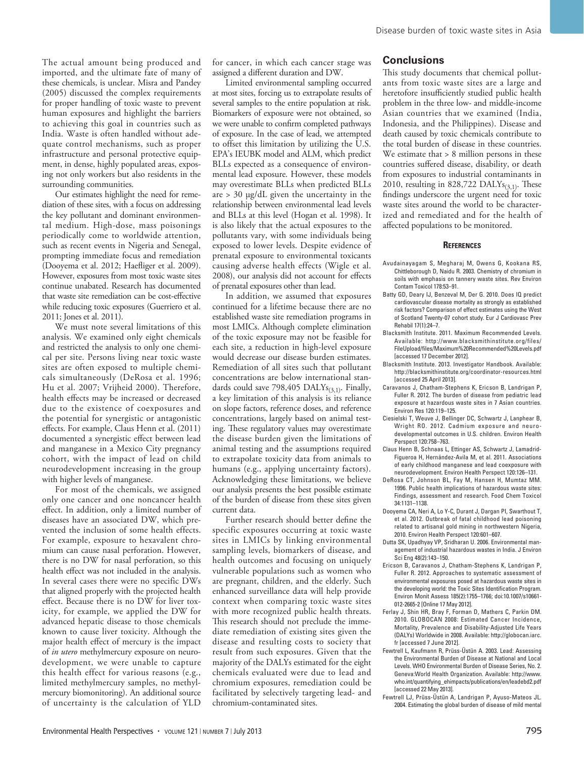The actual amount being produced and imported, and the ultimate fate of many of these chemicals, is unclear. Misra and Pandey (2005) discussed the complex requirements for proper handling of toxic waste to prevent human exposures and highlight the barriers to achieving this goal in countries such as India. Waste is often handled without adequate control mechanisms, such as proper infrastructure and personal protective equipment, in dense, highly populated areas, exposing not only workers but also residents in the surrounding communities.

Our estimates highlight the need for remediation of these sites, with a focus on addressing the key pollutant and dominant environmental medium. High-dose, mass poisonings periodically come to worldwide attention, such as recent events in Nigeria and Senegal, prompting immediate focus and remediation (Dooyema et al. 2012; Haefliger et al. 2009). However, exposures from most toxic waste sites continue unabated. Research has documented that waste site remediation can be cost-effective while reducing toxic exposures (Guerriero et al. 2011; Jones et al. 2011).

We must note several limitations of this analysis. We examined only eight chemicals and restricted the analysis to only one chemical per site. Persons living near toxic waste sites are often exposed to multiple chemicals simultaneously (DeRosa et al. 1996; Hu et al. 2007; Vrijheid 2000). Therefore, health effects may be increased or decreased due to the existence of coexposures and the potential for synergistic or antagonistic effects. For example, Claus Henn et al. (2011) documented a synergistic effect between lead and manganese in a Mexico City pregnancy cohort, with the impact of lead on child neurodevelopment increasing in the group with higher levels of manganese.

For most of the chemicals, we assigned only one cancer and one noncancer health effect. In addition, only a limited number of diseases have an associated DW, which prevented the inclusion of some health effects. For example, exposure to hexavalent chromium can cause nasal perforation. However, there is no DW for nasal perforation, so this health effect was not included in the analysis. In several cases there were no specific DWs that aligned properly with the projected health effect. Because there is no DW for liver toxicity, for example, we applied the DW for advanced hepatic disease to those chemicals known to cause liver toxicity. Although the major health effect of mercury is the impact of *in utero* methylmercury exposure on neurodevelopment, we were unable to capture this health effect for various reasons (e.g., limited methylmercury samples, no methylmercury biomonitoring). An additional source of uncertainty is the calculation of YLD for cancer, in which each cancer stage was assigned a different duration and DW.

Limited environmental sampling occurred at most sites, forcing us to extrapolate results of several samples to the entire population at risk. Biomarkers of exposure were not obtained, so we were unable to confirm completed pathways of exposure. In the case of lead, we attempted to offset this limitation by utilizing the U.S. EPA's IEUBK model and ALM, which predict BLLs expected as a consequence of environmental lead exposure. However, these models may overestimate BLLs when predicted BLLs are > 30 μg/dL given the uncertainty in the relationship between environmental lead levels and BLLs at this level (Hogan et al. 1998). It is also likely that the actual exposures to the pollutants vary, with some individuals being exposed to lower levels. Despite evidence of prenatal exposure to environmental toxicants causing adverse health effects (Wigle et al. 2008), our analysis did not account for effects of prenatal exposures other than lead.

In addition, we assumed that exposures continued for a lifetime because there are no established waste site remediation programs in most LMICs. Although complete elimination of the toxic exposure may not be feasible for each site, a reduction in high-level exposure would decrease our disease burden estimates. Remediation of all sites such that pollutant concentrations are below international standards could save 798,405 $\text{DALYs}_{(3,1)}$. Finally, a key limitation of this analysis is its reliance on slope factors, reference doses, and reference concentrations, largely based on animal testing. These regulatory values may overestimate the disease burden given the limitations of animal testing and the assumptions required to extrapolate toxicity data from animals to humans (e.g., applying uncertainty factors). Acknowledging these limitations, we believe our analysis presents the best possible estimate of the burden of disease from these sites given current data.

Further research should better define the specific exposures occurring at toxic waste sites in LMICs by linking environmental sampling levels, biomarkers of disease, and health outcomes and focusing on uniquely vulnerable populations such as women who are pregnant, children, and the elderly. Such enhanced surveillance data will help provide context when comparing toxic waste sites with more recognized public health threats. This research should not preclude the immediate remediation of existing sites given the disease and resulting costs to society that result from such exposures. Given that the majority of the DALYs estimated for the eight chemicals evaluated were due to lead and chromium exposures, remediation could be facilitated by selectively targeting lead- and chromium-contaminated sites.

## Conclusions

This study documents that chemical pollutants from toxic waste sites are a large and heretofore insufficiently studied public health problem in the three low- and middle-income Asian countries that we examined (India, Indonesia, and the Philippines). Disease and death caused by toxic chemicals contribute to the total burden of disease in these countries. We estimate that > 8 million persons in these countries suffered disease, disability, or death from exposures to industrial contaminants in 2010, resulting in 828,722 $\text{DALYs}_{(3,1)}$. These findings underscore the urgent need for toxic waste sites around the world to be characterized and remediated and for the health of affected populations to be monitored.

### References

Avudainayagam S, Megharaj M, Owens G, Kookana RS, Chittleborough D, Naidu R. 2003. Chemistry of chromium in soils with emphasis on tannery waste sites. Rev Environ Contam Toxicol 178:53–91.

Batty GD, Deary IJ, Benzeval M, Der G. 2010. Does IQ predict cardiovascular disease mortality as strongly as established risk factors? Comparison of effect estimates using the West of Scotland Twenty-07 cohort study. Eur J Cardiovasc Prev Rehabil 17(1):24–7.

Blacksmith Institute. 2011. Maximum Recommended Levels. Available: http://www.blacksmithinstitute.org/files/FileUpload/files/Maximum%20Recommended%20Levels.pdf [accessed 17 December 2012].

Blacksmith Institute. 2013. Investigator Handbook. Available: http://blacksmithinstitute.org/coordinator-resources.html [accessed 25 April 2013].

Caravanos J, Chatham-Stephens K, Ericson B, Landrigan P, Fuller R. 2012. The burden of disease from pediatric lead exposure at hazardous waste sites in 7 Asian countries. Environ Res 120:119–125.

Ciesielski T, Weuve J, Bellinger DC, Schwartz J, Lanphear B, Wright RO. 2012. Cadmium exposure and neurodevelopmental outcomes in U.S. children. Environ Health Perspect 120:758–763.

Claus Henn B, Schnaas L, Ettinger AS, Schwartz J, Lamadrid-Figueroa H, Hernández-Avila M, et al. 2011. Associations of early childhood manganese and lead coexposure with neurodevelopment. Environ Health Perspect 120:126–131.

DeRosa CT, Johnson BL, Fay M, Hansen H, Mumtaz MM. 1996. Public health implications of hazardous waste sites: Findings, assessment and research. Food Chem Toxicol 34:1131–1138.

Dooyema CA, Neri A, Lo Y-C, Durant J, Dargan PI, Swarthout T, et al. 2012. Outbreak of fatal childhood lead poisoning related to artisanal gold mining in northwestern Nigeria, 2010. Environ Health Perspect 120:601–607.

Dutta SK, Upadhyay VP, Sridharan U. 2006. Environmental management of industrial hazardous wastes in India. J Environ Sci Eng 48(2):143–150.

Ericson B, Caravanos J, Chatham-Stephens K, Landrigan P, Fuller R. 2012. Approaches to systematic assessment of environmental exposures posed at hazardous waste sites in the developing world: the Toxic Sites Identification Program. Environ Monit Assess 185(2):1755–1766; doi:10.1007/s10661-012-2665-2 [Online 17 May 2012].

Ferlay J, Shin HR, Bray F, Forman D, Mathers C, Parkin DM. 2010. GLOBOCAN 2008: Estimated Cancer Incidence, Mortality, Prevalence and Disability-Adjusted Life Years (DALYs) Worldwide in 2008. Available: http://globocan.iarc.fr [accessed 7 June 2012].

Fewtrell L, Kaufmann R, Prüss-Üstün A. 2003. Lead: Assessing the Environmental Burden of Disease at National and Local Levels. WHO Environmental Burden of Disease Series, No. 2. Geneva:World Health Organization. Available: http://www.who.int/quantifying_ehimpacts/publications/en/leadebd2.pdf [accessed 22 May 2013].

Fewtrell LJ, Prüss-Üstün A, Landrigan P, Ayuso-Mateos JL. 2004. Estimating the global burden of disease of mild mental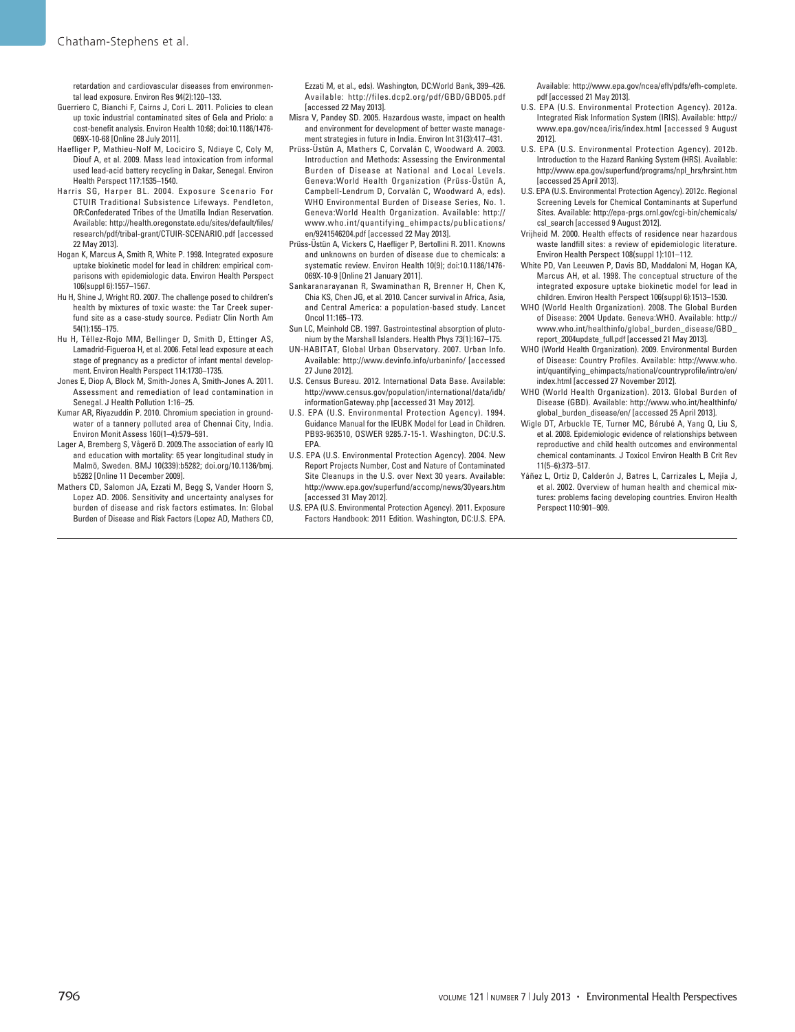retardation and cardiovascular diseases from environmental lead exposure. Environ Res 94(2):120–133.

Guerriero C, Bianchi F, Cairns J, Cori L. 2011. Policies to clean up toxic industrial contaminated sites of Gela and Priolo: a cost-benefit analysis. Environ Health 10:68; doi:10.1186/1476-069X-10-68 [Online 28 July 2011].

Haefliger P, Mathieu-Nolf M, Lociciro S, Ndiaye C, Coly M, Diouf A, et al. 2009. Mass lead intoxication from informal used lead-acid battery recycling in Dakar, Senegal. Environ Health Perspect 117:1535–1540.

Harris SG, Harper BL. 2004. Exposure Scenario For CTUIR Traditional Subsistence Lifeways. Pendleton, OR:Confederated Tribes of the Umatilla Indian Reservation. Available: http://health.oregonstate.edu/sites/default/files/research/pdf/tribal-grant/CTUIR-SCENARIO.pdf [accessed 22 May 2013].

Hogan K, Marcus A, Smith R, White P. 1998. Integrated exposure uptake biokinetic model for lead in children: empirical comparisons with epidemiologic data. Environ Health Perspect 106(suppl 6):1557–1567.

Hu H, Shine J, Wright RO. 2007. The challenge posed to children's health by mixtures of toxic waste: the Tar Creek superfund site as a case-study source. Pediatr Clin North Am 54(1):155–175.

Hu H, Téllez-Rojo MM, Bellinger D, Smith D, Ettinger AS, Lamadrid-Figueroa H, et al. 2006. Fetal lead exposure at each stage of pregnancy as a predictor of infant mental development. Environ Health Perspect 114:1730–1735.

Jones E, Diop A, Block M, Smith-Jones A, Smith-Jones A. 2011. Assessment and remediation of lead contamination in Senegal. J Health Pollution 1:16–25.

Kumar AR, Riyazuddin P. 2010. Chromium speciation in groundwater of a tannery polluted area of Chennai City, India. Environ Monit Assess 160(1–4):579–591.

Lager A, Bremberg S, Vågerö D. 2009.The association of early IQ and education with mortality: 65 year longitudinal study in Malmö, Sweden. BMJ 10(339):b5282; doi.org/10.1136/bmj.b5282 [Online 11 December 2009].

Mathers CD, Salomon JA, Ezzati M, Begg S, Vander Hoorn S, Lopez AD. 2006. Sensitivity and uncertainty analyses for burden of disease and risk factors estimates. In: Global Burden of Disease and Risk Factors (Lopez AD, Mathers CD, Ezzati M, et al., eds). Washington, DC:World Bank, 399–426. Available: http://files.dcp2.org/pdf/GBD/GBD05.pdf [accessed 22 May 2013].

Misra V, Pandey SD. 2005. Hazardous waste, impact on health and environment for development of better waste management strategies in future in India. Environ Int 31(3):417–431.

Prüss-Üstün A, Mathers C, Corvalán C, Woodward A. 2003. Introduction and Methods: Assessing the Environmental Burden of Disease at National and Local Levels. Geneva:World Health Organization (Prüss-Üstün A, Campbell-Lendrum D, Corvalán C, Woodward A, eds). WHO Environmental Burden of Disease Series, No. 1. Geneva:World Health Organization. Available: http://www.who.int/quantifying_ehimpacts/publications/en/9241546204.pdf [accessed 22 May 2013].

Prüss-Üstün A, Vickers C, Haefliger P, Bertollini R. 2011. Knowns and unknowns on burden of disease due to chemicals: a systematic review. Environ Health 10(9); doi:10.1186/1476-069X-10-9 [Online 21 January 2011].

Sankaranarayanan R, Swaminathan R, Brenner H, Chen K, Chia KS, Chen JG, et al. 2010. Cancer survival in Africa, Asia, and Central America: a population-based study. Lancet Oncol 11:165–173.

Sun LC, Meinhold CB. 1997. Gastrointestinal absorption of plutonium by the Marshall Islanders. Health Phys 73(1):167–175.

UN-HABITAT, Global Urban Observatory. 2007. Urban Info. Available: http://www.devinfo.info/urbaninfo/ [accessed 27 June 2012].

U.S. Census Bureau. 2012. International Data Base. Available: http://www.census.gov/population/international/data/idb/informationGateway.php [accessed 31 May 2012].

U.S. EPA (U.S. Environmental Protection Agency). 1994. Guidance Manual for the IEUBK Model for Lead in Children. PB93-963510, OSWER 9285.7-15-1. Washington, DC:U.S. EPA.

U.S. EPA (U.S. Environmental Protection Agency). 2004. New Report Projects Number, Cost and Nature of Contaminated Site Cleanups in the U.S. over Next 30 years. Available: http://www.epa.gov/superfund/accomp/news/30years.htm [accessed 31 May 2012].

U.S. EPA (U.S. Environmental Protection Agency). 2011. Exposure Factors Handbook: 2011 Edition. Washington, DC:U.S. EPA. Available: http://www.epa.gov/ncea/efh/pdfs/efh-complete.pdf [accessed 21 May 2013].

U.S. EPA (U.S. Environmental Protection Agency). 2012a. Integrated Risk Information System (IRIS). Available: http://www.epa.gov/ncea/iris/index.html [accessed 9 August 2012].

U.S. EPA (U.S. Environmental Protection Agency). 2012b. Introduction to the Hazard Ranking System (HRS). Available: http://www.epa.gov/superfund/programs/npl_hrs/hrsint.htm [accessed 25 April 2013].

U.S. EPA (U.S. Environmental Protection Agency). 2012c. Regional Screening Levels for Chemical Contaminants at Superfund Sites. Available: http://epa-prgs.ornl.gov/cgi-bin/chemicals/csl_search [accessed 9 August 2012].

Vrijheid M. 2000. Health effects of residence near hazardous waste landfill sites: a review of epidemiologic literature. Environ Health Perspect 108(suppl 1):101–112.

White PD, Van Leeuwen P, Davis BD, Maddaloni M, Hogan KA, Marcus AH, et al. 1998. The conceptual structure of the integrated exposure uptake biokinetic model for lead in children. Environ Health Perspect 106(suppl 6):1513–1530.

WHO (World Health Organization). 2008. The Global Burden of Disease: 2004 Update. Geneva:WHO. Available: http://www.who.int/healthinfo/global_burden_disease/GBD_report_2004update_full.pdf [accessed 21 May 2013].

WHO (World Health Organization). 2009. Environmental Burden of Disease: Country Profiles. Available: http://www.who.int/quantifying_ehimpacts/national/countryprofile/intro/en/index.html [accessed 27 November 2012].

WHO (World Health Organization). 2013. Global Burden of Disease (GBD). Available: http://www.who.int/healthinfo/global_burden_disease/en/ [accessed 25 April 2013].

Wigle DT, Arbuckle TE, Turner MC, Bérubé A, Yang Q, Liu S, et al. 2008. Epidemiologic evidence of relationships between reproductive and child health outcomes and environmental chemical contaminants. J Toxicol Environ Health B Crit Rev 11(5–6):373–517.

Yáñez L, Ortiz D, Calderón J, Batres L, Carrizales L, Mejía J, et al. 2002. Overview of human health and chemical mixtures: problems facing developing countries. Environ Health Perspect 110:901–909.